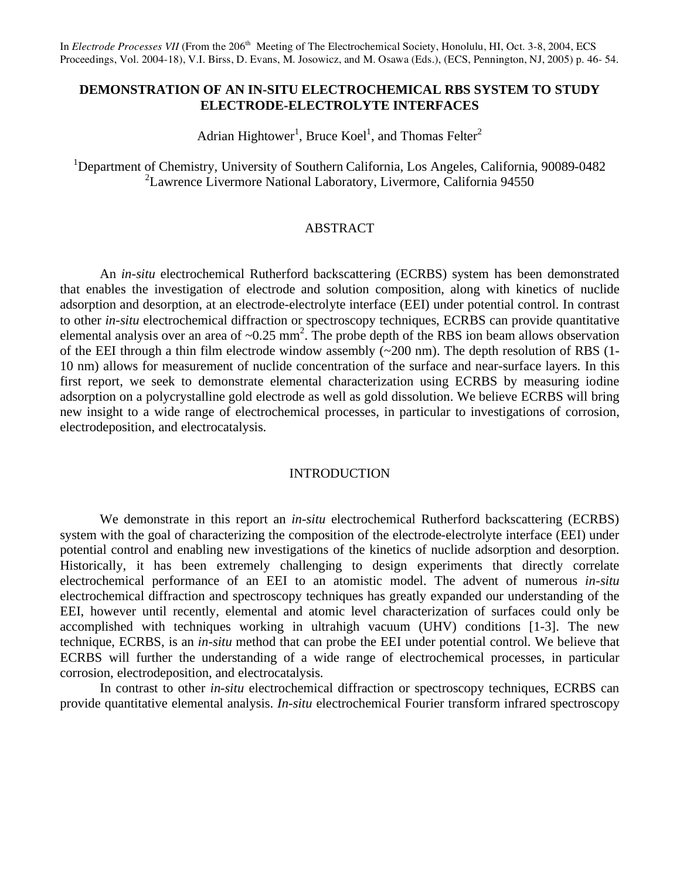In *Electrode Processes VII* (From the 206th Meeting of The Electrochemical Society, Honolulu, HI, Oct. 3-8, 2004, ECS Proceedings, Vol. 2004-18), V.I. Birss, D. Evans, M. Josowicz, and M. Osawa (Eds.), (ECS, Pennington, NJ, 2005) p. 46- 54.

# DEMONSTRATION OF AN IN-SITU ELECTROCHEMICAL RBS SYSTEM TO STUDY ELECTRODE-ELECTROLYTE INTERFACES

Adrian Hightower[1], Bruce Koel[1], and Thomas Felter[2]

[1]Department of Chemistry, University of Southern California, Los Angeles, California, 90089-0482
[2]Lawrence Livermore National Laboratory, Livermore, California 94550

## ABSTRACT

An *in-situ* electrochemical Rutherford backscattering (ECRBS) system has been demonstrated that enables the investigation of electrode and solution composition, along with kinetics of nuclide adsorption and desorption, at an electrode-electrolyte interface (EEI) under potential control. In contrast to other *in-situ* electrochemical diffraction or spectroscopy techniques, ECRBS can provide quantitative elemental analysis over an area of ~0.25 mm$^2$. The probe depth of the RBS ion beam allows observation of the EEI through a thin film electrode window assembly (~200 nm). The depth resolution of RBS (1-10 nm) allows for measurement of nuclide concentration of the surface and near-surface layers. In this first report, we seek to demonstrate elemental characterization using ECRBS by measuring iodine adsorption on a polycrystalline gold electrode as well as gold dissolution. We believe ECRBS will bring new insight to a wide range of electrochemical processes, in particular to investigations of corrosion, electrodeposition, and electrocatalysis.

## INTRODUCTION

We demonstrate in this report an *in-situ* electrochemical Rutherford backscattering (ECRBS) system with the goal of characterizing the composition of the electrode-electrolyte interface (EEI) under potential control and enabling new investigations of the kinetics of nuclide adsorption and desorption. Historically, it has been extremely challenging to design experiments that directly correlate electrochemical performance of an EEI to an atomistic model. The advent of numerous *in-situ* electrochemical diffraction and spectroscopy techniques has greatly expanded our understanding of the EEI, however until recently, elemental and atomic level characterization of surfaces could only be accomplished with techniques working in ultrahigh vacuum (UHV) conditions [1-3]. The new technique, ECRBS, is an *in-situ* method that can probe the EEI under potential control. We believe that ECRBS will further the understanding of a wide range of electrochemical processes, in particular corrosion, electrodeposition, and electrocatalysis.

In contrast to other *in-situ* electrochemical diffraction or spectroscopy techniques, ECRBS can provide quantitative elemental analysis. *In-situ* electrochemical Fourier transform infrared spectroscopy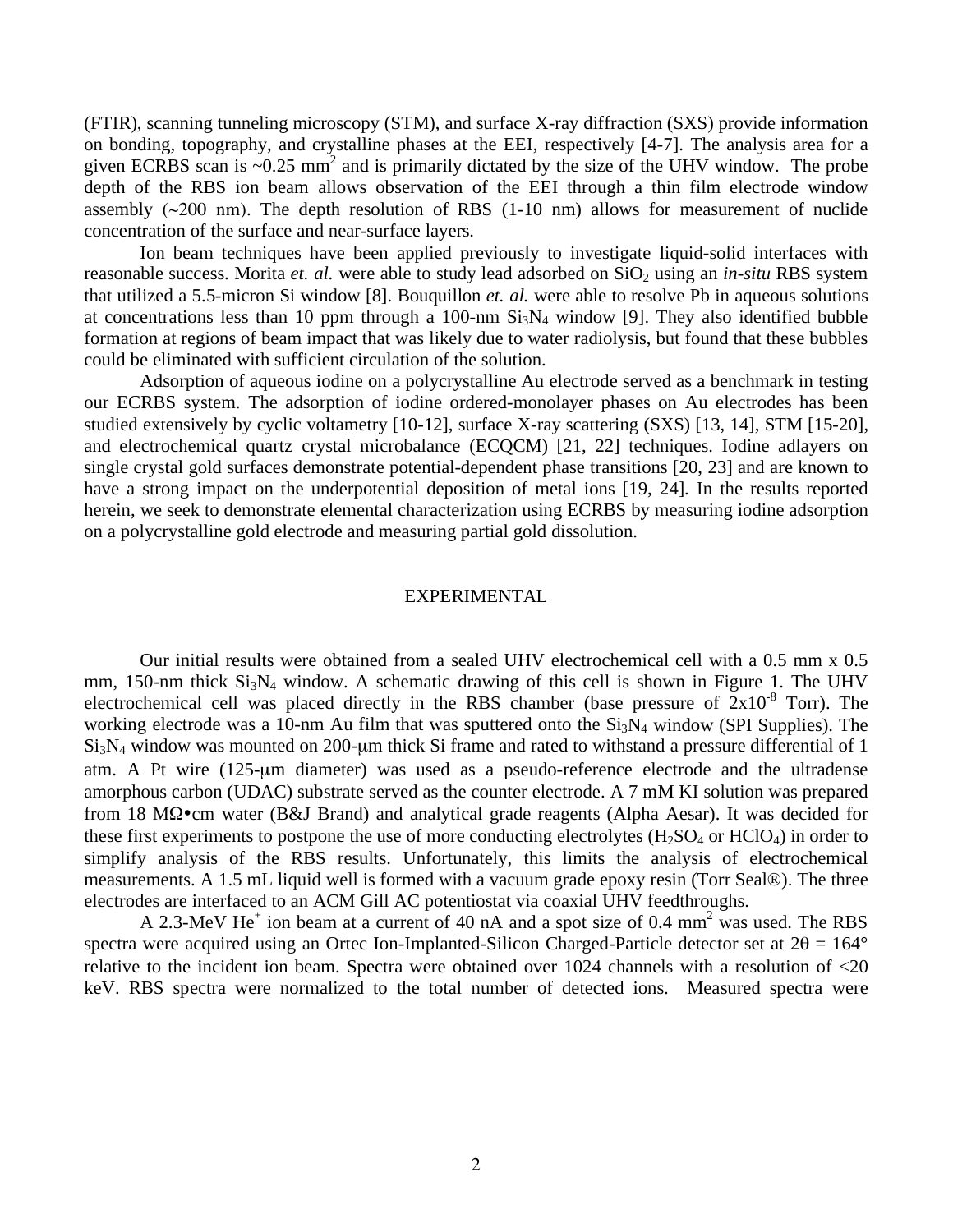(FTIR), scanning tunneling microscopy (STM), and surface X-ray diffraction (SXS) provide information on bonding, topography, and crystalline phases at the EEI, respectively [4-7]. The analysis area for a given ECRBS scan is ~0.25 $mm^2$ and is primarily dictated by the size of the UHV window. The probe depth of the RBS ion beam allows observation of the EEI through a thin film electrode window assembly (~200 nm). The depth resolution of RBS (1-10 nm) allows for measurement of nuclide concentration of the surface and near-surface layers.

Ion beam techniques have been applied previously to investigate liquid-solid interfaces with reasonable success. Morita *et. al.* were able to study lead adsorbed on $SiO_2$ using an *in-situ* RBS system that utilized a 5.5-micron Si window [8]. Bouquillon *et. al.* were able to resolve Pb in aqueous solutions at concentrations less than 10 ppm through a 100-nm $Si_3N_4$ window [9]. They also identified bubble formation at regions of beam impact that was likely due to water radiolysis, but found that these bubbles could be eliminated with sufficient circulation of the solution.

Adsorption of aqueous iodine on a polycrystalline Au electrode served as a benchmark in testing our ECRBS system. The adsorption of iodine ordered-monolayer phases on Au electrodes has been studied extensively by cyclic voltametry [10-12], surface X-ray scattering (SXS) [13, 14], STM [15-20], and electrochemical quartz crystal microbalance (ECQCM) [21, 22] techniques. Iodine adlayers on single crystal gold surfaces demonstrate potential-dependent phase transitions [20, 23] and are known to have a strong impact on the underpotential deposition of metal ions [19, 24]. In the results reported herein, we seek to demonstrate elemental characterization using ECRBS by measuring iodine adsorption on a polycrystalline gold electrode and measuring partial gold dissolution.

## EXPERIMENTAL

Our initial results were obtained from a sealed UHV electrochemical cell with a 0.5 mm x 0.5 mm, 150-nm thick $Si_3N_4$ window. A schematic drawing of this cell is shown in Figure 1. The UHV electrochemical cell was placed directly in the RBS chamber (base pressure of $2 \times 10^{-8}$ Torr). The working electrode was a 10-nm Au film that was sputtered onto the $Si_3N_4$ window (SPI Supplies). The $Si_3N_4$ window was mounted on 200-μm thick Si frame and rated to withstand a pressure differential of 1 atm. A Pt wire (125-μm diameter) was used as a pseudo-reference electrode and the ultradense amorphous carbon (UDAC) substrate served as the counter electrode. A 7 mM KI solution was prepared from 18 MΩ•cm water (B&J Brand) and analytical grade reagents (Alpha Aesar). It was decided for these first experiments to postpone the use of more conducting electrolytes ($H_2SO_4$ or $HClO_4$) in order to simplify analysis of the RBS results. Unfortunately, this limits the analysis of electrochemical measurements. A 1.5 mL liquid well is formed with a vacuum grade epoxy resin (Torr Seal®). The three electrodes are interfaced to an ACM Gill AC potentiostat via coaxial UHV feedthroughs.

A 2.3-MeV $He^+$ ion beam at a current of 40 nA and a spot size of 0.4 $mm^2$ was used. The RBS spectra were acquired using an Ortec Ion-Implanted-Silicon Charged-Particle detector set at $2\theta = 164°$ relative to the incident ion beam. Spectra were obtained over 1024 channels with a resolution of <20 keV. RBS spectra were normalized to the total number of detected ions. Measured spectra were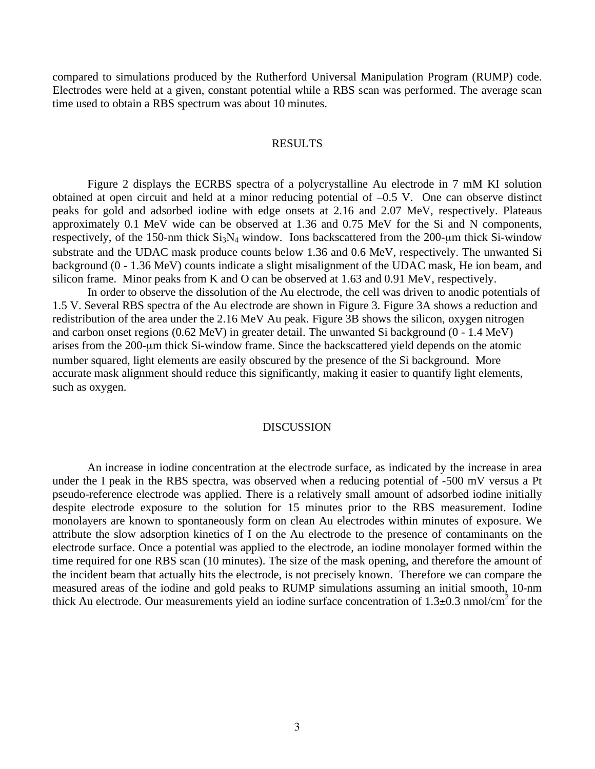compared to simulations produced by the Rutherford Universal Manipulation Program (RUMP) code. Electrodes were held at a given, constant potential while a RBS scan was performed. The average scan time used to obtain a RBS spectrum was about 10 minutes.

## RESULTS

Figure 2 displays the ECRBS spectra of a polycrystalline Au electrode in 7 mM KI solution obtained at open circuit and held at a minor reducing potential of –0.5 V. One can observe distinct peaks for gold and adsorbed iodine with edge onsets at 2.16 and 2.07 MeV, respectively. Plateaus approximately 0.1 MeV wide can be observed at 1.36 and 0.75 MeV for the Si and N components, respectively, of the 150-nm thick $Si_3N_4$ window. Ions backscattered from the 200-μm thick Si-window substrate and the UDAC mask produce counts below 1.36 and 0.6 MeV, respectively. The unwanted Si background (0 - 1.36 MeV) counts indicate a slight misalignment of the UDAC mask, He ion beam, and silicon frame. Minor peaks from K and O can be observed at 1.63 and 0.91 MeV, respectively.

In order to observe the dissolution of the Au electrode, the cell was driven to anodic potentials of 1.5 V. Several RBS spectra of the Au electrode are shown in Figure 3. Figure 3A shows a reduction and redistribution of the area under the 2.16 MeV Au peak. Figure 3B shows the silicon, oxygen nitrogen and carbon onset regions (0.62 MeV) in greater detail. The unwanted Si background (0 - 1.4 MeV) arises from the 200-μm thick Si-window frame. Since the backscattered yield depends on the atomic number squared, light elements are easily obscured by the presence of the Si background. More accurate mask alignment should reduce this significantly, making it easier to quantify light elements, such as oxygen.

## DISCUSSION

An increase in iodine concentration at the electrode surface, as indicated by the increase in area under the I peak in the RBS spectra, was observed when a reducing potential of -500 mV versus a Pt pseudo-reference electrode was applied. There is a relatively small amount of adsorbed iodine initially despite electrode exposure to the solution for 15 minutes prior to the RBS measurement. Iodine monolayers are known to spontaneously form on clean Au electrodes within minutes of exposure. We attribute the slow adsorption kinetics of I on the Au electrode to the presence of contaminants on the electrode surface. Once a potential was applied to the electrode, an iodine monolayer formed within the time required for one RBS scan (10 minutes). The size of the mask opening, and therefore the amount of the incident beam that actually hits the electrode, is not precisely known. Therefore we can compare the measured areas of the iodine and gold peaks to RUMP simulations assuming an initial smooth, 10-nm thick Au electrode. Our measurements yield an iodine surface concentration of $1.3 \pm 0.3$ nmol/cm$^2$ for the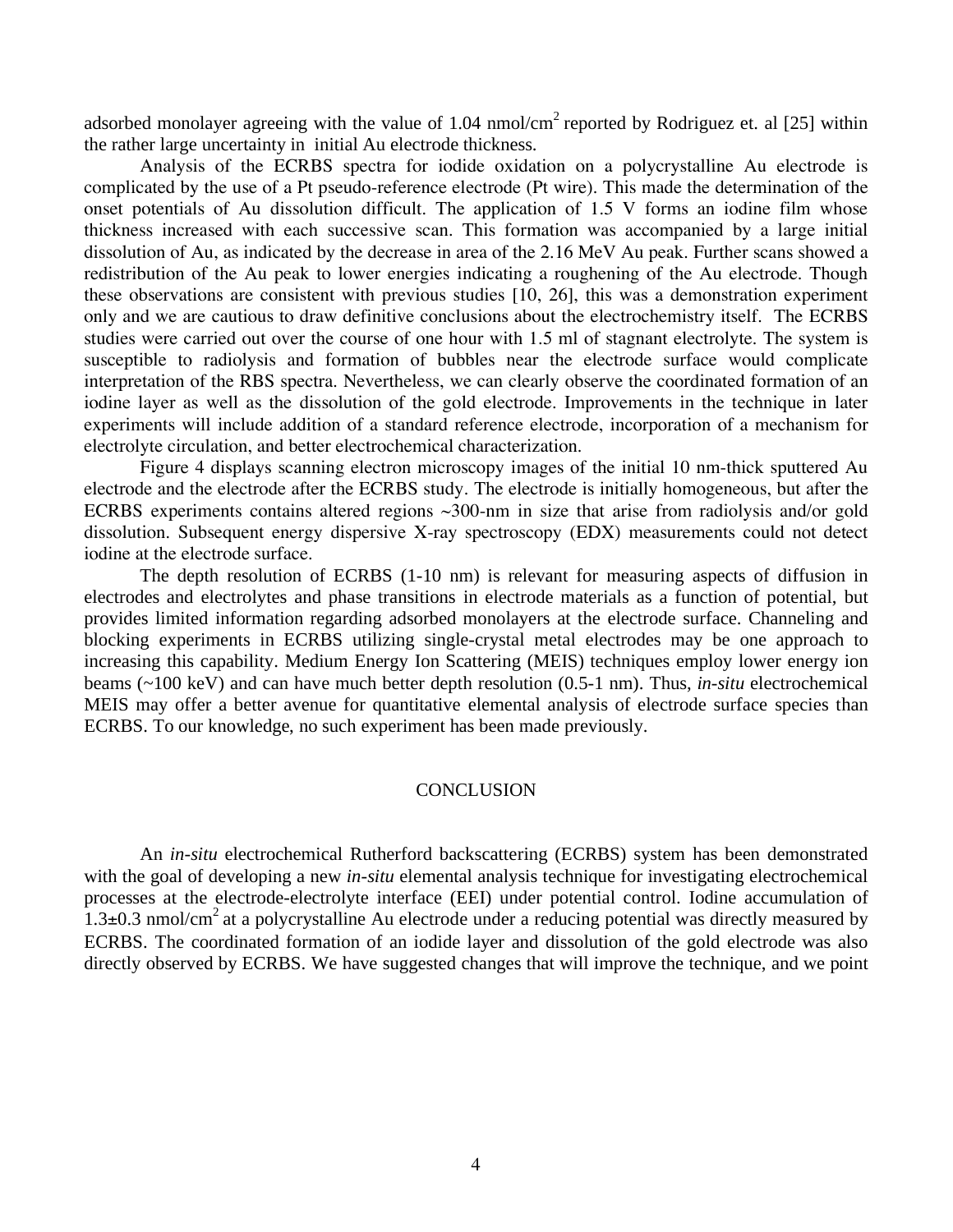adsorbed monolayer agreeing with the value of 1.04 nmol/cm$^2$ reported by Rodriguez et. al [25] within the rather large uncertainty in initial Au electrode thickness.

Analysis of the ECRBS spectra for iodide oxidation on a polycrystalline Au electrode is complicated by the use of a Pt pseudo-reference electrode (Pt wire). This made the determination of the onset potentials of Au dissolution difficult. The application of 1.5 V forms an iodine film whose thickness increased with each successive scan. This formation was accompanied by a large initial dissolution of Au, as indicated by the decrease in area of the 2.16 MeV Au peak. Further scans showed a redistribution of the Au peak to lower energies indicating a roughening of the Au electrode. Though these observations are consistent with previous studies [10, 26], this was a demonstration experiment only and we are cautious to draw definitive conclusions about the electrochemistry itself. The ECRBS studies were carried out over the course of one hour with 1.5 ml of stagnant electrolyte. The system is susceptible to radiolysis and formation of bubbles near the electrode surface would complicate interpretation of the RBS spectra. Nevertheless, we can clearly observe the coordinated formation of an iodine layer as well as the dissolution of the gold electrode. Improvements in the technique in later experiments will include addition of a standard reference electrode, incorporation of a mechanism for electrolyte circulation, and better electrochemical characterization.

Figure 4 displays scanning electron microscopy images of the initial 10 nm-thick sputtered Au electrode and the electrode after the ECRBS study. The electrode is initially homogeneous, but after the ECRBS experiments contains altered regions ~300-nm in size that arise from radiolysis and/or gold dissolution. Subsequent energy dispersive X-ray spectroscopy (EDX) measurements could not detect iodine at the electrode surface.

The depth resolution of ECRBS (1-10 nm) is relevant for measuring aspects of diffusion in electrodes and electrolytes and phase transitions in electrode materials as a function of potential, but provides limited information regarding adsorbed monolayers at the electrode surface. Channeling and blocking experiments in ECRBS utilizing single-crystal metal electrodes may be one approach to increasing this capability. Medium Energy Ion Scattering (MEIS) techniques employ lower energy ion beams (~100 keV) and can have much better depth resolution (0.5-1 nm). Thus, *in-situ* electrochemical MEIS may offer a better avenue for quantitative elemental analysis of electrode surface species than ECRBS. To our knowledge, no such experiment has been made previously.

## CONCLUSION

An *in-situ* electrochemical Rutherford backscattering (ECRBS) system has been demonstrated with the goal of developing a new *in-situ* elemental analysis technique for investigating electrochemical processes at the electrode-electrolyte interface (EEI) under potential control. Iodine accumulation of 1.3±0.3 nmol/cm$^2$ at a polycrystalline Au electrode under a reducing potential was directly measured by ECRBS. The coordinated formation of an iodide layer and dissolution of the gold electrode was also directly observed by ECRBS. We have suggested changes that will improve the technique, and we point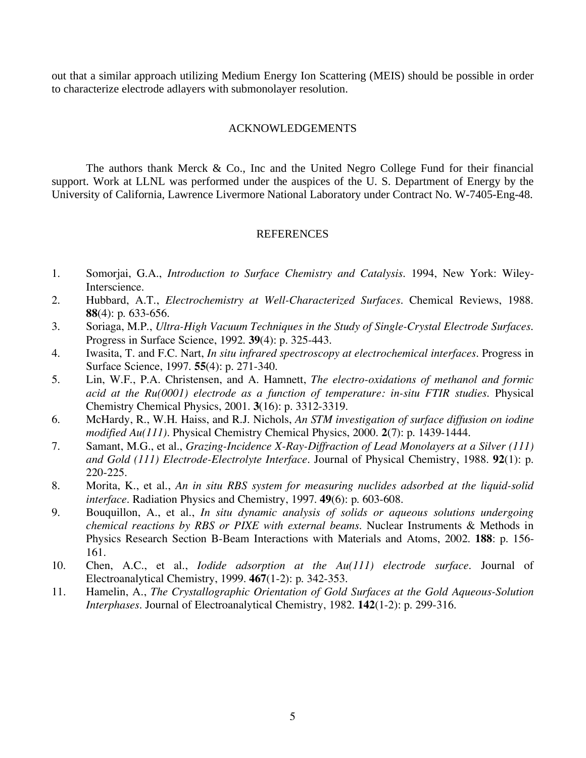out that a similar approach utilizing Medium Energy Ion Scattering (MEIS) should be possible in order to characterize electrode adlayers with submonolayer resolution.

## ACKNOWLEDGEMENTS

The authors thank Merck & Co., Inc and the United Negro College Fund for their financial support. Work at LLNL was performed under the auspices of the U. S. Department of Energy by the University of California, Lawrence Livermore National Laboratory under Contract No. W-7405-Eng-48.

## REFERENCES

1. Somorjai, G.A., *Introduction to Surface Chemistry and Catalysis*. 1994, New York: Wiley-Interscience.
2. Hubbard, A.T., *Electrochemistry at Well-Characterized Surfaces*. Chemical Reviews, 1988. **88**(4): p. 633-656.
3. Soriaga, M.P., *Ultra-High Vacuum Techniques in the Study of Single-Crystal Electrode Surfaces*. Progress in Surface Science, 1992. **39**(4): p. 325-443.
4. Iwasita, T. and F.C. Nart, *In situ infrared spectroscopy at electrochemical interfaces*. Progress in Surface Science, 1997. **55**(4): p. 271-340.
5. Lin, W.F., P.A. Christensen, and A. Hamnett, *The electro-oxidations of methanol and formic acid at the Ru(0001) electrode as a function of temperature: in-situ FTIR studies*. Physical Chemistry Chemical Physics, 2001. **3**(16): p. 3312-3319.
6. McHardy, R., W.H. Haiss, and R.J. Nichols, *An STM investigation of surface diffusion on iodine modified Au(111)*. Physical Chemistry Chemical Physics, 2000. **2**(7): p. 1439-1444.
7. Samant, M.G., et al., *Grazing-Incidence X-Ray-Diffraction of Lead Monolayers at a Silver (111) and Gold (111) Electrode-Electrolyte Interface*. Journal of Physical Chemistry, 1988. **92**(1): p. 220-225.
8. Morita, K., et al., *An in situ RBS system for measuring nuclides adsorbed at the liquid-solid interface*. Radiation Physics and Chemistry, 1997. **49**(6): p. 603-608.
9. Bouquillon, A., et al., *In situ dynamic analysis of solids or aqueous solutions undergoing chemical reactions by RBS or PIXE with external beams*. Nuclear Instruments & Methods in Physics Research Section B-Beam Interactions with Materials and Atoms, 2002. **188**: p. 156-161.
10. Chen, A.C., et al., *Iodide adsorption at the Au(111) electrode surface*. Journal of Electroanalytical Chemistry, 1999. **467**(1-2): p. 342-353.
11. Hamelin, A., *The Crystallographic Orientation of Gold Surfaces at the Gold Aqueous-Solution Interphases*. Journal of Electroanalytical Chemistry, 1982. **142**(1-2): p. 299-316.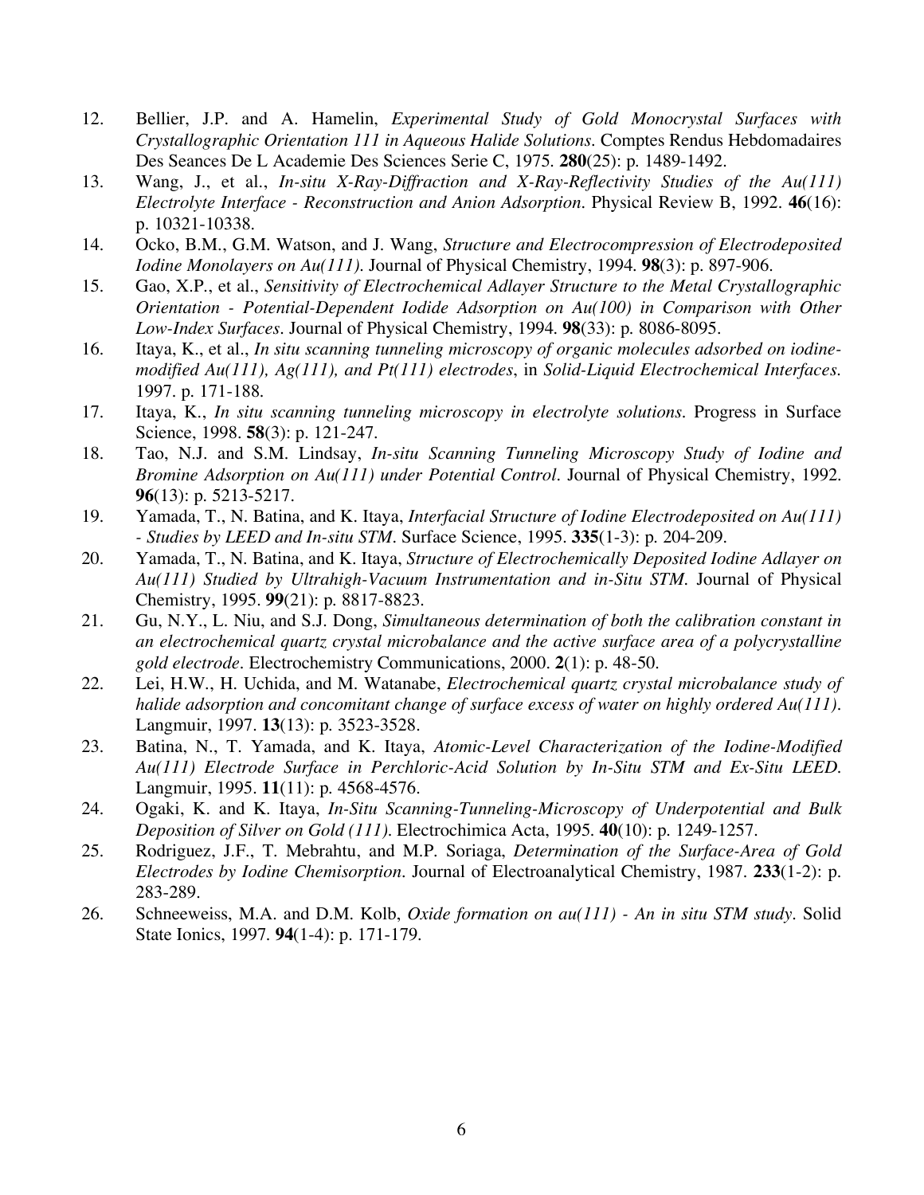12. Bellier, J.P. and A. Hamelin, *Experimental Study of Gold Monocrystal Surfaces with Crystallographic Orientation 111 in Aqueous Halide Solutions*. Comptes Rendus Hebdomadaires Des Seances De L Academie Des Sciences Serie C, 1975. **280**(25): p. 1489-1492.
13. Wang, J., et al., *In-situ X-Ray-Diffraction and X-Ray-Reflectivity Studies of the Au(111) Electrolyte Interface - Reconstruction and Anion Adsorption*. Physical Review B, 1992. **46**(16): p. 10321-10338.
14. Ocko, B.M., G.M. Watson, and J. Wang, *Structure and Electrocompression of Electrodeposited Iodine Monolayers on Au(111)*. Journal of Physical Chemistry, 1994. **98**(3): p. 897-906.
15. Gao, X.P., et al., *Sensitivity of Electrochemical Adlayer Structure to the Metal Crystallographic Orientation - Potential-Dependent Iodide Adsorption on Au(100) in Comparison with Other Low-Index Surfaces*. Journal of Physical Chemistry, 1994. **98**(33): p. 8086-8095.
16. Itaya, K., et al., *In situ scanning tunneling microscopy of organic molecules adsorbed on iodine-modified Au(111), Ag(111), and Pt(111) electrodes*, in *Solid-Liquid Electrochemical Interfaces*. 1997. p. 171-188.
17. Itaya, K., *In situ scanning tunneling microscopy in electrolyte solutions*. Progress in Surface Science, 1998. **58**(3): p. 121-247.
18. Tao, N.J. and S.M. Lindsay, *In-situ Scanning Tunneling Microscopy Study of Iodine and Bromine Adsorption on Au(111) under Potential Control*. Journal of Physical Chemistry, 1992. **96**(13): p. 5213-5217.
19. Yamada, T., N. Batina, and K. Itaya, *Interfacial Structure of Iodine Electrodeposited on Au(111) - Studies by LEED and In-situ STM*. Surface Science, 1995. **335**(1-3): p. 204-209.
20. Yamada, T., N. Batina, and K. Itaya, *Structure of Electrochemically Deposited Iodine Adlayer on Au(111) Studied by Ultrahigh-Vacuum Instrumentation and in-Situ STM*. Journal of Physical Chemistry, 1995. **99**(21): p. 8817-8823.
21. Gu, N.Y., L. Niu, and S.J. Dong, *Simultaneous determination of both the calibration constant in an electrochemical quartz crystal microbalance and the active surface area of a polycrystalline gold electrode*. Electrochemistry Communications, 2000. **2**(1): p. 48-50.
22. Lei, H.W., H. Uchida, and M. Watanabe, *Electrochemical quartz crystal microbalance study of halide adsorption and concomitant change of surface excess of water on highly ordered Au(111)*. Langmuir, 1997. **13**(13): p. 3523-3528.
23. Batina, N., T. Yamada, and K. Itaya, *Atomic-Level Characterization of the Iodine-Modified Au(111) Electrode Surface in Perchloric-Acid Solution by In-Situ STM and Ex-Situ LEED*. Langmuir, 1995. **11**(11): p. 4568-4576.
24. Ogaki, K. and K. Itaya, *In-Situ Scanning-Tunneling-Microscopy of Underpotential and Bulk Deposition of Silver on Gold (111)*. Electrochimica Acta, 1995. **40**(10): p. 1249-1257.
25. Rodriguez, J.F., T. Mebrahtu, and M.P. Soriaga, *Determination of the Surface-Area of Gold Electrodes by Iodine Chemisorption*. Journal of Electroanalytical Chemistry, 1987. **233**(1-2): p. 283-289.
26. Schneeweiss, M.A. and D.M. Kolb, *Oxide formation on au(111) - An in situ STM study*. Solid State Ionics, 1997. **94**(1-4): p. 171-179.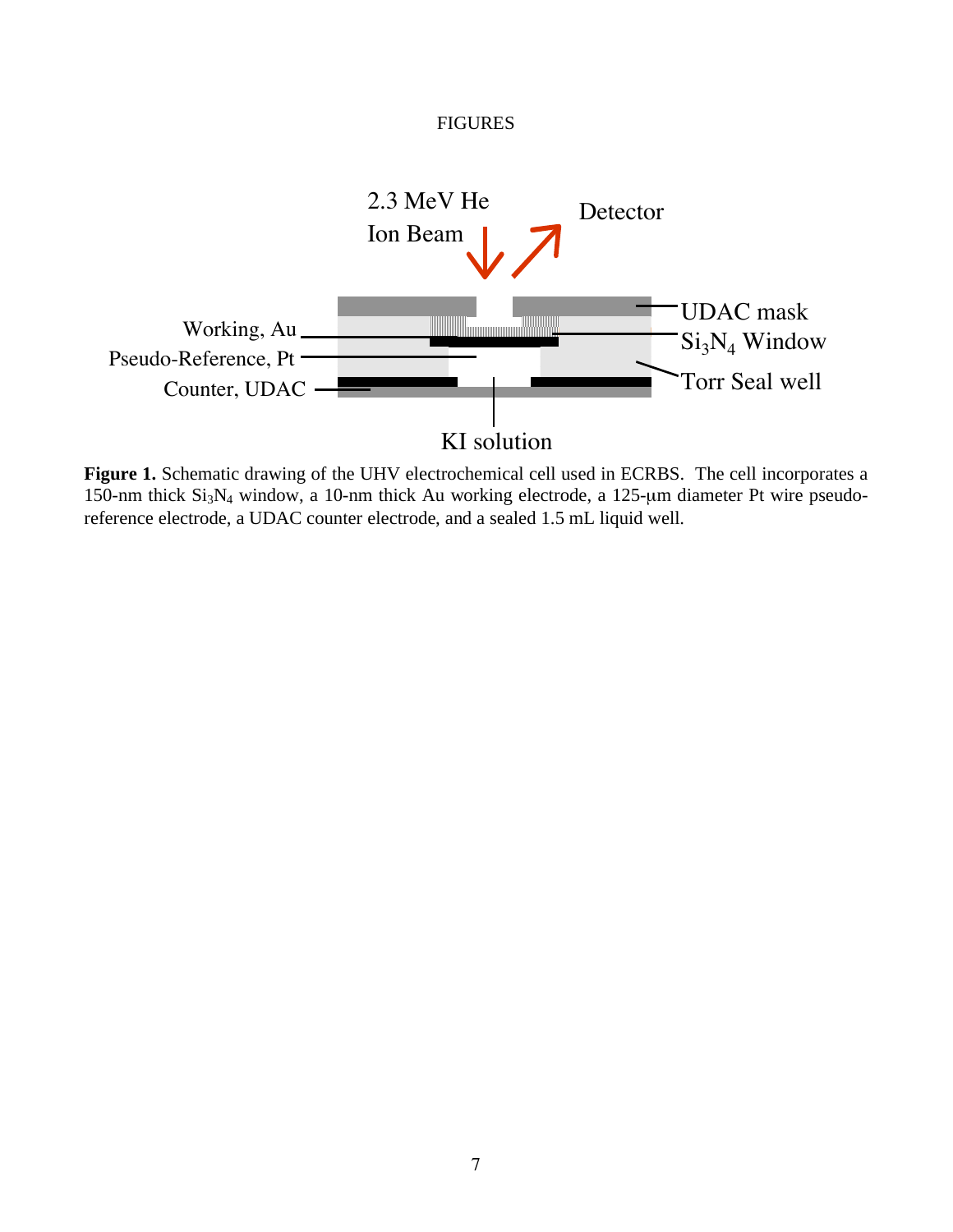FIGURES

**Figure 1.** Schematic drawing of the UHV electrochemical cell used in ECRBS. The cell incorporates a 150-nm thick $Si_3N_4$ window, a 10-nm thick Au working electrode, a 125-μm diameter Pt wire pseudo-reference electrode, a UDAC counter electrode, and a sealed 1.5 mL liquid well.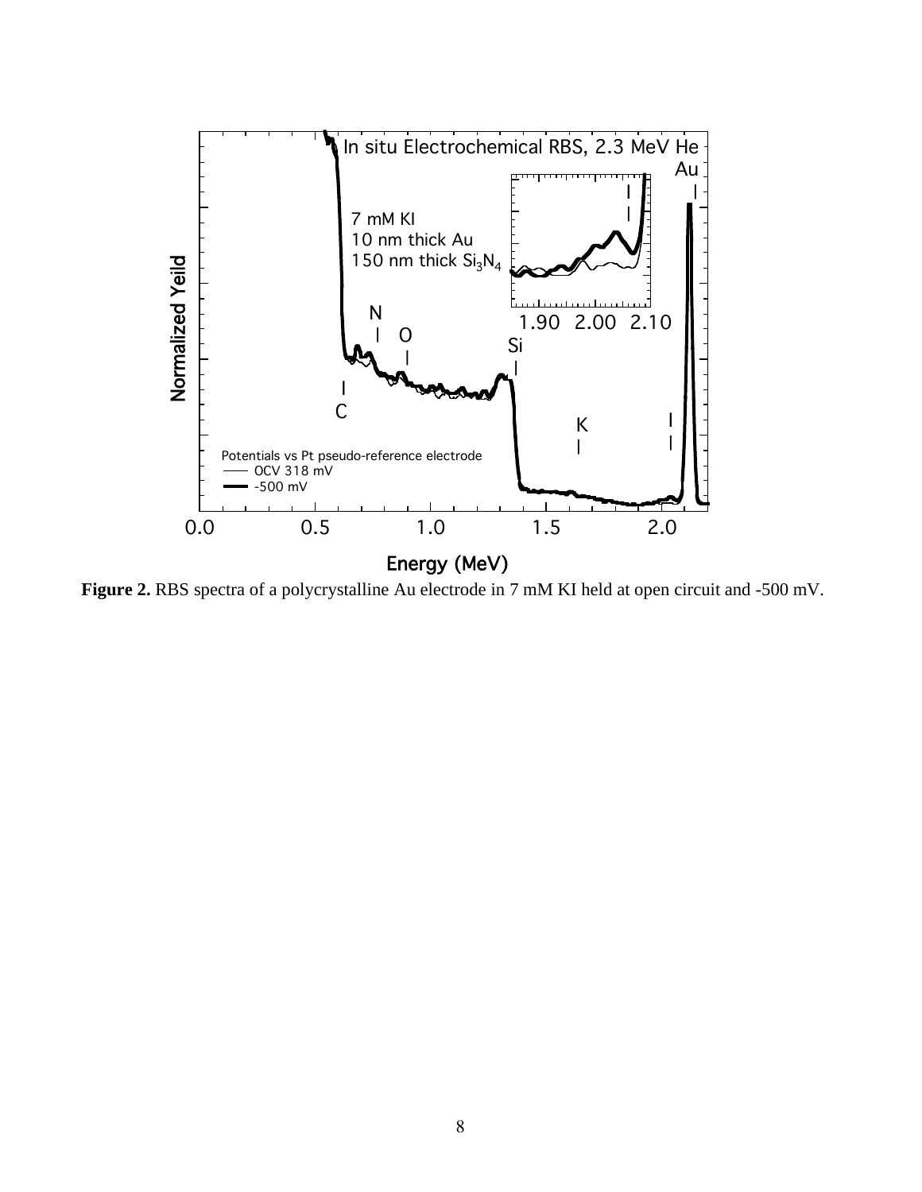**Figure 2.** RBS spectra of a polycrystalline Au electrode in 7 mM KI held at open circuit and -500 mV.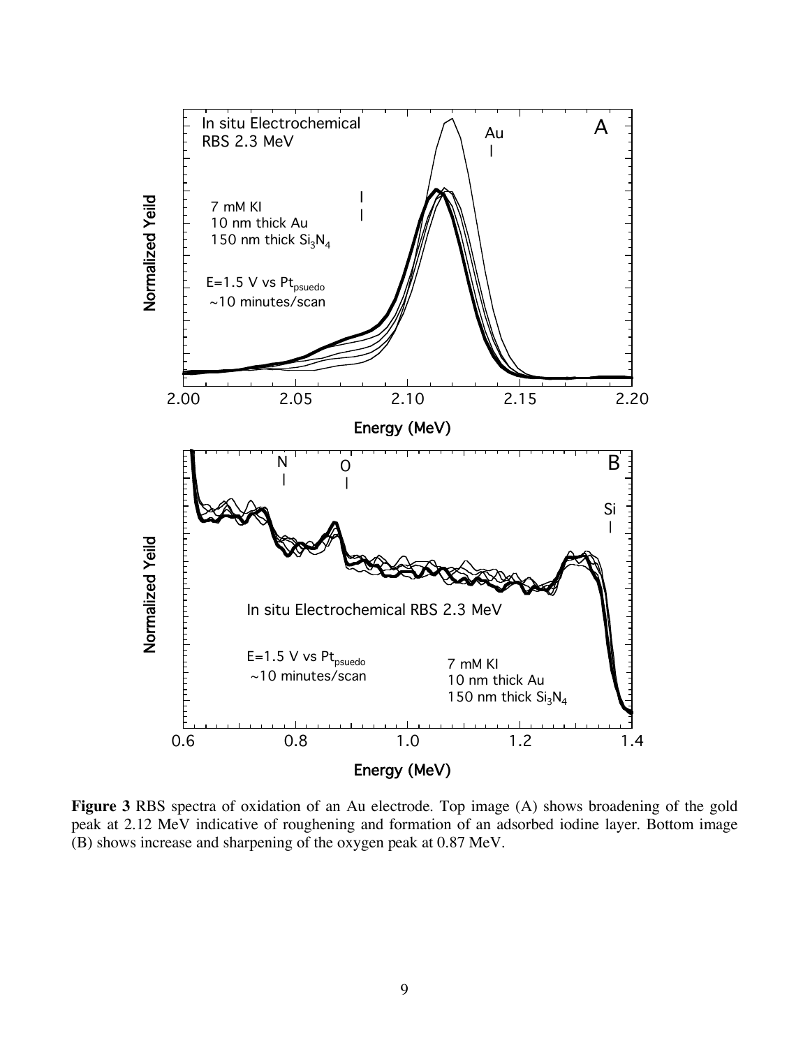**Figure 3** RBS spectra of oxidation of an Au electrode. Top image (A) shows broadening of the gold peak at 2.12 MeV indicative of roughening and formation of an adsorbed iodine layer. Bottom image (B) shows increase and sharpening of the oxygen peak at 0.87 MeV.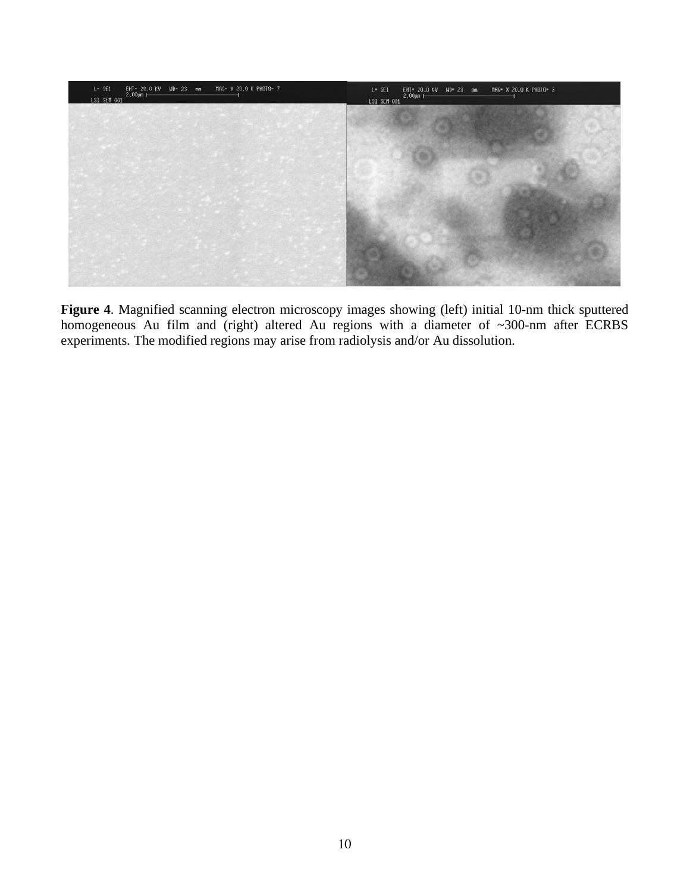**Figure 4**. Magnified scanning electron microscopy images showing (left) initial 10-nm thick sputtered homogeneous Au film and (right) altered Au regions with a diameter of ~300-nm after ECRBS experiments. The modified regions may arise from radiolysis and/or Au dissolution.